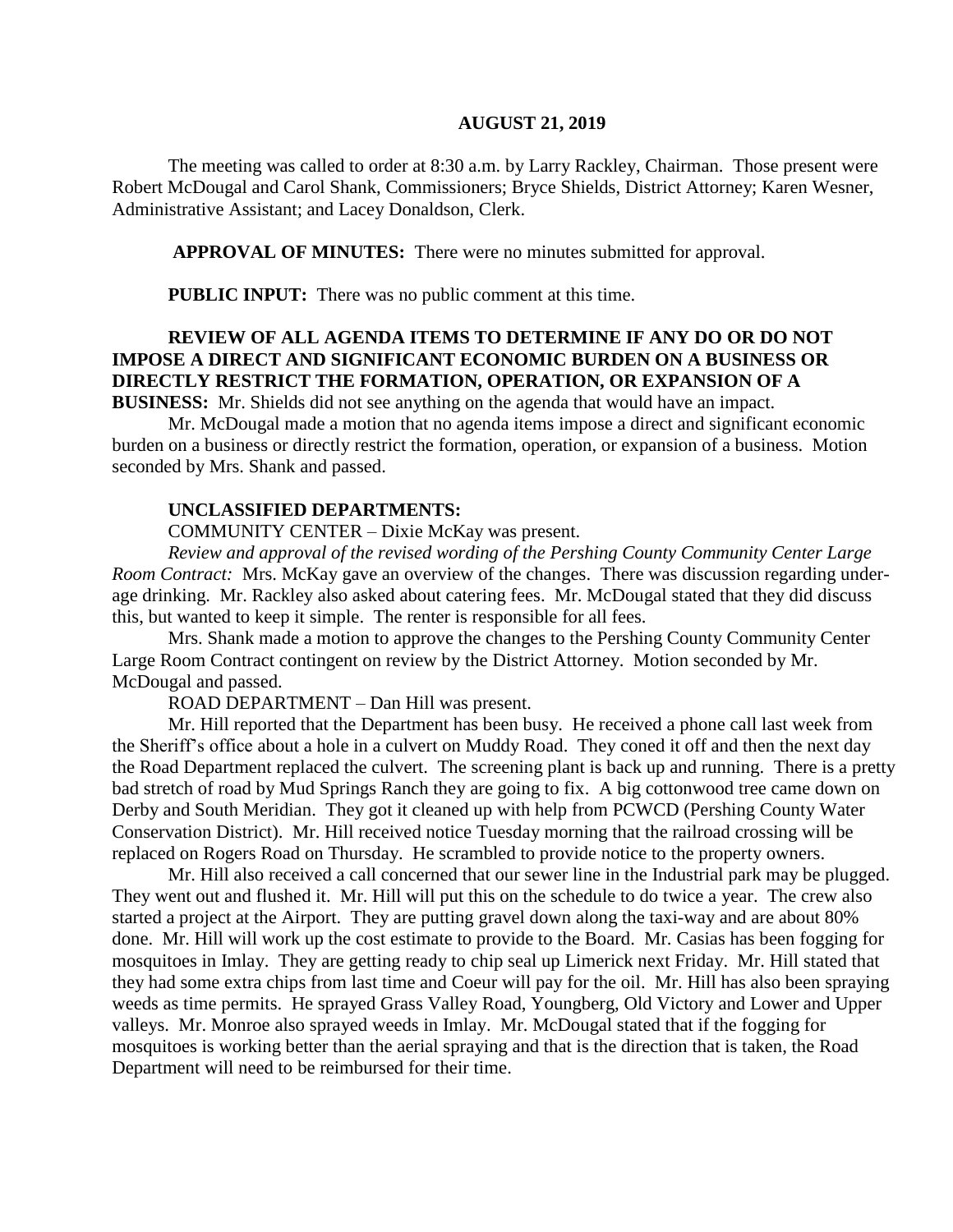**AUGUST 21, 2019**

The meeting was called to order at 8:30 a.m. by Larry Rackley, Chairman. Those present were Robert McDougal and Carol Shank, Commissioners; Bryce Shields, District Attorney; Karen Wesner, Administrative Assistant; and Lacey Donaldson, Clerk.

**APPROVAL OF MINUTES:** There were no minutes submitted for approval.

**PUBLIC INPUT:** There was no public comment at this time.

**REVIEW OF ALL AGENDA ITEMS TO DETERMINE IF ANY DO OR DO NOT IMPOSE A DIRECT AND SIGNIFICANT ECONOMIC BURDEN ON A BUSINESS OR DIRECTLY RESTRICT THE FORMATION, OPERATION, OR EXPANSION OF A BUSINESS:** Mr. Shields did not see anything on the agenda that would have an impact.

Mr. McDougal made a motion that no agenda items impose a direct and significant economic burden on a business or directly restrict the formation, operation, or expansion of a business. Motion seconded by Mrs. Shank and passed.

**UNCLASSIFIED DEPARTMENTS:**

COMMUNITY CENTER – Dixie McKay was present.

*Review and approval of the revised wording of the Pershing County Community Center Large Room Contract:* Mrs. McKay gave an overview of the changes. There was discussion regarding under-age drinking. Mr. Rackley also asked about catering fees. Mr. McDougal stated that they did discuss this, but wanted to keep it simple. The renter is responsible for all fees.

Mrs. Shank made a motion to approve the changes to the Pershing County Community Center Large Room Contract contingent on review by the District Attorney. Motion seconded by Mr. McDougal and passed.

ROAD DEPARTMENT – Dan Hill was present.

Mr. Hill reported that the Department has been busy. He received a phone call last week from the Sheriff's office about a hole in a culvert on Muddy Road. They coned it off and then the next day the Road Department replaced the culvert. The screening plant is back up and running. There is a pretty bad stretch of road by Mud Springs Ranch they are going to fix. A big cottonwood tree came down on Derby and South Meridian. They got it cleaned up with help from PCWCD (Pershing County Water Conservation District). Mr. Hill received notice Tuesday morning that the railroad crossing will be replaced on Rogers Road on Thursday. He scrambled to provide notice to the property owners.

Mr. Hill also received a call concerned that our sewer line in the Industrial park may be plugged. They went out and flushed it. Mr. Hill will put this on the schedule to do twice a year. The crew also started a project at the Airport. They are putting gravel down along the taxi-way and are about 80% done. Mr. Hill will work up the cost estimate to provide to the Board. Mr. Casias has been fogging for mosquitoes in Imlay. They are getting ready to chip seal up Limerick next Friday. Mr. Hill stated that they had some extra chips from last time and Coeur will pay for the oil. Mr. Hill has also been spraying weeds as time permits. He sprayed Grass Valley Road, Youngberg, Old Victory and Lower and Upper valleys. Mr. Monroe also sprayed weeds in Imlay. Mr. McDougal stated that if the fogging for mosquitoes is working better than the aerial spraying and that is the direction that is taken, the Road Department will need to be reimbursed for their time.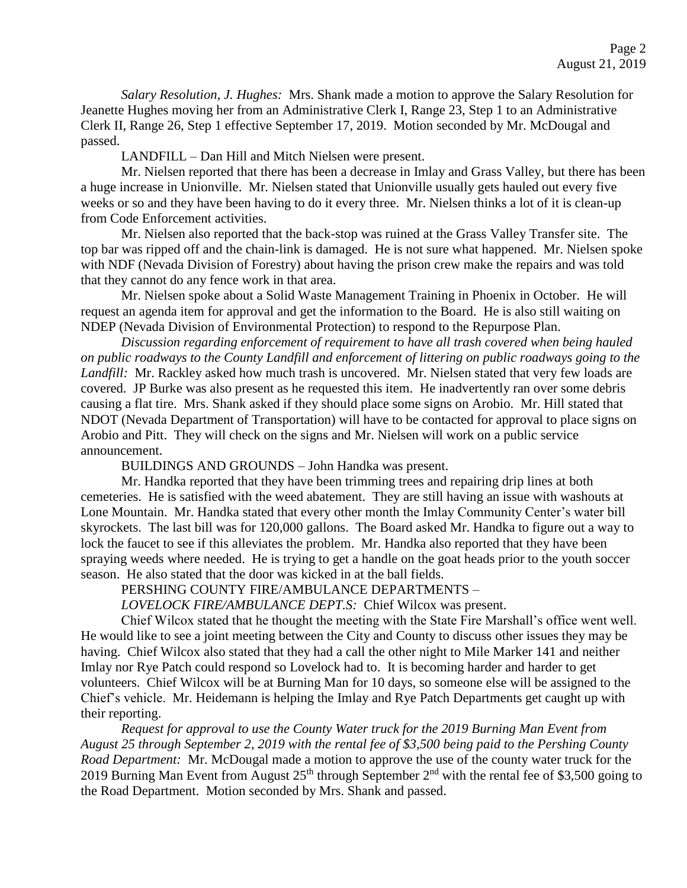*Salary Resolution, J. Hughes:* Mrs. Shank made a motion to approve the Salary Resolution for Jeanette Hughes moving her from an Administrative Clerk I, Range 23, Step 1 to an Administrative Clerk II, Range 26, Step 1 effective September 17, 2019. Motion seconded by Mr. McDougal and passed.

LANDFILL – Dan Hill and Mitch Nielsen were present.

Mr. Nielsen reported that there has been a decrease in Imlay and Grass Valley, but there has been a huge increase in Unionville. Mr. Nielsen stated that Unionville usually gets hauled out every five weeks or so and they have been having to do it every three. Mr. Nielsen thinks a lot of it is clean-up from Code Enforcement activities.

Mr. Nielsen also reported that the back-stop was ruined at the Grass Valley Transfer site. The top bar was ripped off and the chain-link is damaged. He is not sure what happened. Mr. Nielsen spoke with NDF (Nevada Division of Forestry) about having the prison crew make the repairs and was told that they cannot do any fence work in that area.

Mr. Nielsen spoke about a Solid Waste Management Training in Phoenix in October. He will request an agenda item for approval and get the information to the Board. He is also still waiting on NDEP (Nevada Division of Environmental Protection) to respond to the Repurpose Plan.

*Discussion regarding enforcement of requirement to have all trash covered when being hauled on public roadways to the County Landfill and enforcement of littering on public roadways going to the Landfill:* Mr. Rackley asked how much trash is uncovered. Mr. Nielsen stated that very few loads are covered. JP Burke was also present as he requested this item. He inadvertently ran over some debris causing a flat tire. Mrs. Shank asked if they should place some signs on Arobio. Mr. Hill stated that NDOT (Nevada Department of Transportation) will have to be contacted for approval to place signs on Arobio and Pitt. They will check on the signs and Mr. Nielsen will work on a public service announcement.

BUILDINGS AND GROUNDS – John Handka was present.

Mr. Handka reported that they have been trimming trees and repairing drip lines at both cemeteries. He is satisfied with the weed abatement. They are still having an issue with washouts at Lone Mountain. Mr. Handka stated that every other month the Imlay Community Center's water bill skyrockets. The last bill was for 120,000 gallons. The Board asked Mr. Handka to figure out a way to lock the faucet to see if this alleviates the problem. Mr. Handka also reported that they have been spraying weeds where needed. He is trying to get a handle on the goat heads prior to the youth soccer season. He also stated that the door was kicked in at the ball fields.

PERSHING COUNTY FIRE/AMBULANCE DEPARTMENTS –

*LOVELOCK FIRE/AMBULANCE DEPT.S:* Chief Wilcox was present.

Chief Wilcox stated that he thought the meeting with the State Fire Marshall's office went well. He would like to see a joint meeting between the City and County to discuss other issues they may be having. Chief Wilcox also stated that they had a call the other night to Mile Marker 141 and neither Imlay nor Rye Patch could respond so Lovelock had to. It is becoming harder and harder to get volunteers. Chief Wilcox will be at Burning Man for 10 days, so someone else will be assigned to the Chief's vehicle. Mr. Heidemann is helping the Imlay and Rye Patch Departments get caught up with their reporting.

*Request for approval to use the County Water truck for the 2019 Burning Man Event from August 25 through September 2, 2019 with the rental fee of $3,500 being paid to the Pershing County Road Department:* Mr. McDougal made a motion to approve the use of the county water truck for the 2019 Burning Man Event from August 25th through September 2nd with the rental fee of $3,500 going to the Road Department. Motion seconded by Mrs. Shank and passed.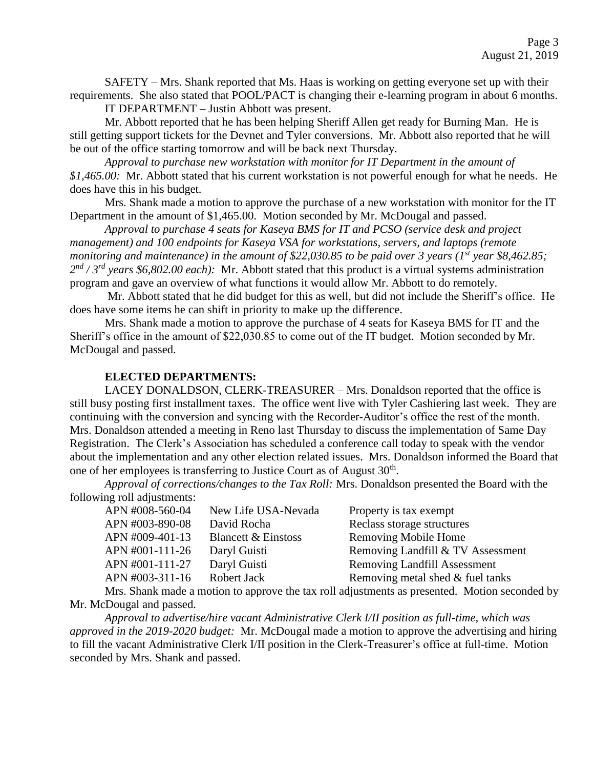SAFETY – Mrs. Shank reported that Ms. Haas is working on getting everyone set up with their requirements. She also stated that POOL/PACT is changing their e-learning program in about 6 months.

IT DEPARTMENT – Justin Abbott was present.

Mr. Abbott reported that he has been helping Sheriff Allen get ready for Burning Man. He is still getting support tickets for the Devnet and Tyler conversions. Mr. Abbott also reported that he will be out of the office starting tomorrow and will be back next Thursday.

*Approval to purchase new workstation with monitor for IT Department in the amount of $1,465.00:* Mr. Abbott stated that his current workstation is not powerful enough for what he needs. He does have this in his budget.

Mrs. Shank made a motion to approve the purchase of a new workstation with monitor for the IT Department in the amount of $1,465.00. Motion seconded by Mr. McDougal and passed.

*Approval to purchase 4 seats for Kaseya BMS for IT and PCSO (service desk and project management) and 100 endpoints for Kaseya VSA for workstations, servers, and laptops (remote monitoring and maintenance) in the amount of $22,030.85 to be paid over 3 years (1st year $8,462.85; 2nd / 3rd years $6,802.00 each):* Mr. Abbott stated that this product is a virtual systems administration program and gave an overview of what functions it would allow Mr. Abbott to do remotely.

Mr. Abbott stated that he did budget for this as well, but did not include the Sheriff's office. He does have some items he can shift in priority to make up the difference.

Mrs. Shank made a motion to approve the purchase of 4 seats for Kaseya BMS for IT and the Sheriff's office in the amount of $22,030.85 to come out of the IT budget. Motion seconded by Mr. McDougal and passed.

**ELECTED DEPARTMENTS:**

LACEY DONALDSON, CLERK-TREASURER – Mrs. Donaldson reported that the office is still busy posting first installment taxes. The office went live with Tyler Cashiering last week. They are continuing with the conversion and syncing with the Recorder-Auditor's office the rest of the month. Mrs. Donaldson attended a meeting in Reno last Thursday to discuss the implementation of Same Day Registration. The Clerk's Association has scheduled a conference call today to speak with the vendor about the implementation and any other election related issues. Mrs. Donaldson informed the Board that one of her employees is transferring to Justice Court as of August 30th.

*Approval of corrections/changes to the Tax Roll:* Mrs. Donaldson presented the Board with the following roll adjustments:

| | | |
|---|---|---|
| APN #008-560-04 | New Life USA-Nevada | Property is tax exempt |
| APN #003-890-08 | David Rocha | Reclass storage structures |
| APN #009-401-13 | Blancett & Einstoss | Removing Mobile Home |
| APN #001-111-26 | Daryl Guisti | Removing Landfill & TV Assessment |
| APN #001-111-27 | Daryl Guisti | Removing Landfill Assessment |
| APN #003-311-16 | Robert Jack | Removing metal shed & fuel tanks |

Mrs. Shank made a motion to approve the tax roll adjustments as presented. Motion seconded by Mr. McDougal and passed.

*Approval to advertise/hire vacant Administrative Clerk I/II position as full-time, which was approved in the 2019-2020 budget:* Mr. McDougal made a motion to approve the advertising and hiring to fill the vacant Administrative Clerk I/II position in the Clerk-Treasurer's office at full-time. Motion seconded by Mrs. Shank and passed.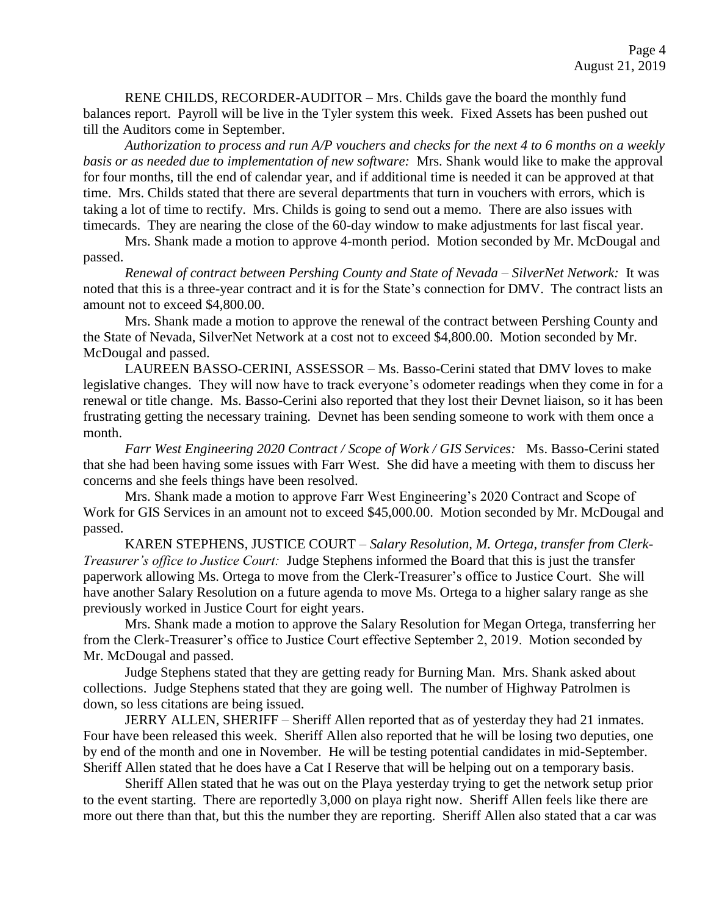RENE CHILDS, RECORDER-AUDITOR – Mrs. Childs gave the board the monthly fund balances report. Payroll will be live in the Tyler system this week. Fixed Assets has been pushed out till the Auditors come in September.

*Authorization to process and run A/P vouchers and checks for the next 4 to 6 months on a weekly basis or as needed due to implementation of new software:* Mrs. Shank would like to make the approval for four months, till the end of calendar year, and if additional time is needed it can be approved at that time. Mrs. Childs stated that there are several departments that turn in vouchers with errors, which is taking a lot of time to rectify. Mrs. Childs is going to send out a memo. There are also issues with timecards. They are nearing the close of the 60-day window to make adjustments for last fiscal year.

Mrs. Shank made a motion to approve 4-month period. Motion seconded by Mr. McDougal and passed.

*Renewal of contract between Pershing County and State of Nevada – SilverNet Network:* It was noted that this is a three-year contract and it is for the State's connection for DMV. The contract lists an amount not to exceed $4,800.00.

Mrs. Shank made a motion to approve the renewal of the contract between Pershing County and the State of Nevada, SilverNet Network at a cost not to exceed $4,800.00. Motion seconded by Mr. McDougal and passed.

LAUREEN BASSO-CERINI, ASSESSOR – Ms. Basso-Cerini stated that DMV loves to make legislative changes. They will now have to track everyone's odometer readings when they come in for a renewal or title change. Ms. Basso-Cerini also reported that they lost their Devnet liaison, so it has been frustrating getting the necessary training. Devnet has been sending someone to work with them once a month.

*Farr West Engineering 2020 Contract / Scope of Work / GIS Services:* Ms. Basso-Cerini stated that she had been having some issues with Farr West. She did have a meeting with them to discuss her concerns and she feels things have been resolved.

Mrs. Shank made a motion to approve Farr West Engineering's 2020 Contract and Scope of Work for GIS Services in an amount not to exceed $45,000.00. Motion seconded by Mr. McDougal and passed.

KAREN STEPHENS, JUSTICE COURT – *Salary Resolution, M. Ortega, transfer from Clerk-Treasurer's office to Justice Court:* Judge Stephens informed the Board that this is just the transfer paperwork allowing Ms. Ortega to move from the Clerk-Treasurer's office to Justice Court. She will have another Salary Resolution on a future agenda to move Ms. Ortega to a higher salary range as she previously worked in Justice Court for eight years.

Mrs. Shank made a motion to approve the Salary Resolution for Megan Ortega, transferring her from the Clerk-Treasurer's office to Justice Court effective September 2, 2019. Motion seconded by Mr. McDougal and passed.

Judge Stephens stated that they are getting ready for Burning Man. Mrs. Shank asked about collections. Judge Stephens stated that they are going well. The number of Highway Patrolmen is down, so less citations are being issued.

JERRY ALLEN, SHERIFF – Sheriff Allen reported that as of yesterday they had 21 inmates. Four have been released this week. Sheriff Allen also reported that he will be losing two deputies, one by end of the month and one in November. He will be testing potential candidates in mid-September. Sheriff Allen stated that he does have a Cat I Reserve that will be helping out on a temporary basis.

Sheriff Allen stated that he was out on the Playa yesterday trying to get the network setup prior to the event starting. There are reportedly 3,000 on playa right now. Sheriff Allen feels like there are more out there than that, but this the number they are reporting. Sheriff Allen also stated that a car was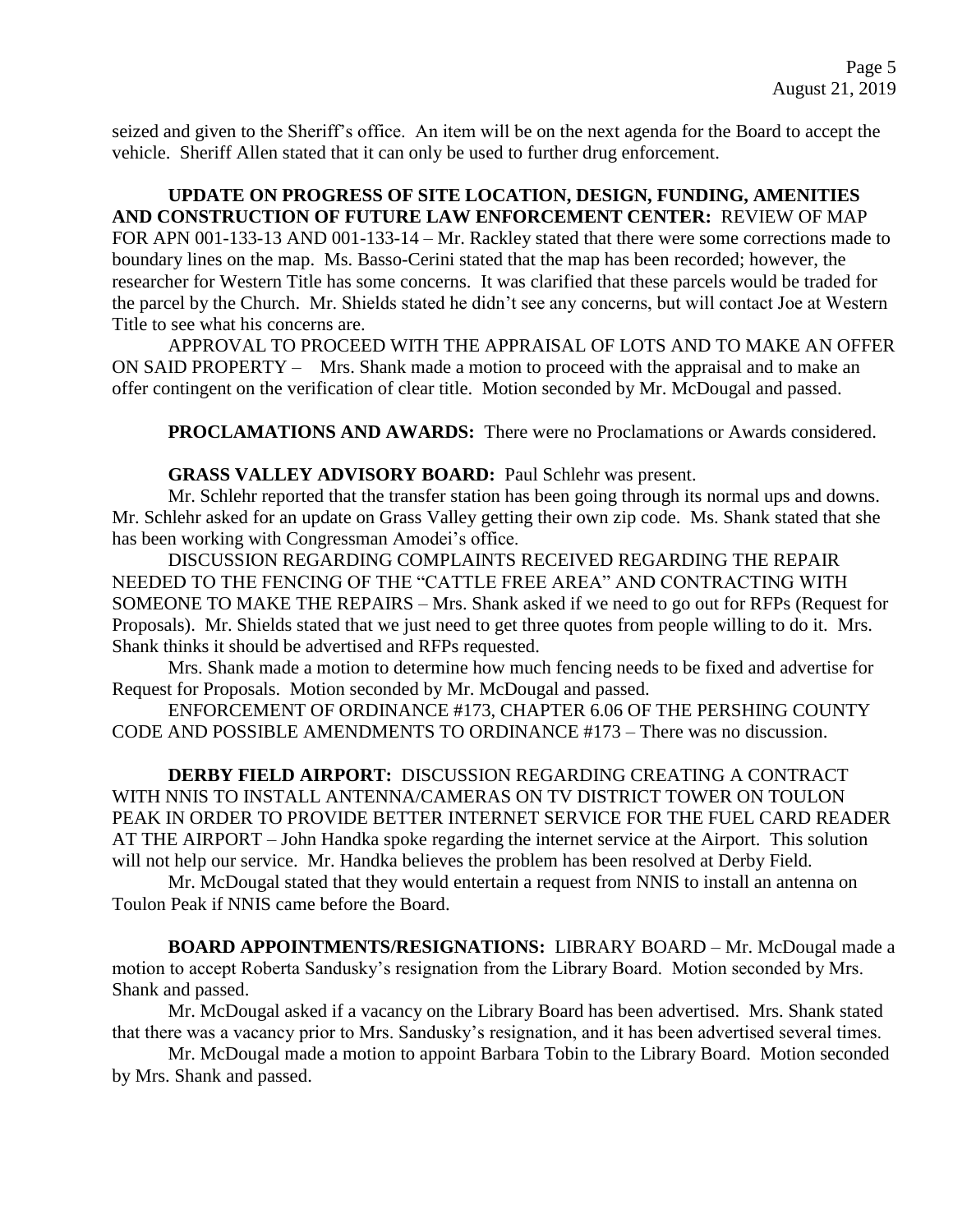seized and given to the Sheriff's office. An item will be on the next agenda for the Board to accept the vehicle. Sheriff Allen stated that it can only be used to further drug enforcement.

**UPDATE ON PROGRESS OF SITE LOCATION, DESIGN, FUNDING, AMENITIES AND CONSTRUCTION OF FUTURE LAW ENFORCEMENT CENTER:** REVIEW OF MAP FOR APN 001-133-13 AND 001-133-14 – Mr. Rackley stated that there were some corrections made to boundary lines on the map. Ms. Basso-Cerini stated that the map has been recorded; however, the researcher for Western Title has some concerns. It was clarified that these parcels would be traded for the parcel by the Church. Mr. Shields stated he didn't see any concerns, but will contact Joe at Western Title to see what his concerns are.

APPROVAL TO PROCEED WITH THE APPRAISAL OF LOTS AND TO MAKE AN OFFER ON SAID PROPERTY – Mrs. Shank made a motion to proceed with the appraisal and to make an offer contingent on the verification of clear title. Motion seconded by Mr. McDougal and passed.

**PROCLAMATIONS AND AWARDS:** There were no Proclamations or Awards considered.

**GRASS VALLEY ADVISORY BOARD:** Paul Schlehr was present.

Mr. Schlehr reported that the transfer station has been going through its normal ups and downs. Mr. Schlehr asked for an update on Grass Valley getting their own zip code. Ms. Shank stated that she has been working with Congressman Amodei's office.

DISCUSSION REGARDING COMPLAINTS RECEIVED REGARDING THE REPAIR NEEDED TO THE FENCING OF THE "CATTLE FREE AREA" AND CONTRACTING WITH SOMEONE TO MAKE THE REPAIRS – Mrs. Shank asked if we need to go out for RFPs (Request for Proposals). Mr. Shields stated that we just need to get three quotes from people willing to do it. Mrs. Shank thinks it should be advertised and RFPs requested.

Mrs. Shank made a motion to determine how much fencing needs to be fixed and advertise for Request for Proposals. Motion seconded by Mr. McDougal and passed.

ENFORCEMENT OF ORDINANCE #173, CHAPTER 6.06 OF THE PERSHING COUNTY CODE AND POSSIBLE AMENDMENTS TO ORDINANCE #173 – There was no discussion.

**DERBY FIELD AIRPORT:** DISCUSSION REGARDING CREATING A CONTRACT WITH NNIS TO INSTALL ANTENNA/CAMERAS ON TV DISTRICT TOWER ON TOULON PEAK IN ORDER TO PROVIDE BETTER INTERNET SERVICE FOR THE FUEL CARD READER AT THE AIRPORT – John Handka spoke regarding the internet service at the Airport. This solution will not help our service. Mr. Handka believes the problem has been resolved at Derby Field.

Mr. McDougal stated that they would entertain a request from NNIS to install an antenna on Toulon Peak if NNIS came before the Board.

**BOARD APPOINTMENTS/RESIGNATIONS:** LIBRARY BOARD – Mr. McDougal made a motion to accept Roberta Sandusky's resignation from the Library Board. Motion seconded by Mrs. Shank and passed.

Mr. McDougal asked if a vacancy on the Library Board has been advertised. Mrs. Shank stated that there was a vacancy prior to Mrs. Sandusky's resignation, and it has been advertised several times.

Mr. McDougal made a motion to appoint Barbara Tobin to the Library Board. Motion seconded by Mrs. Shank and passed.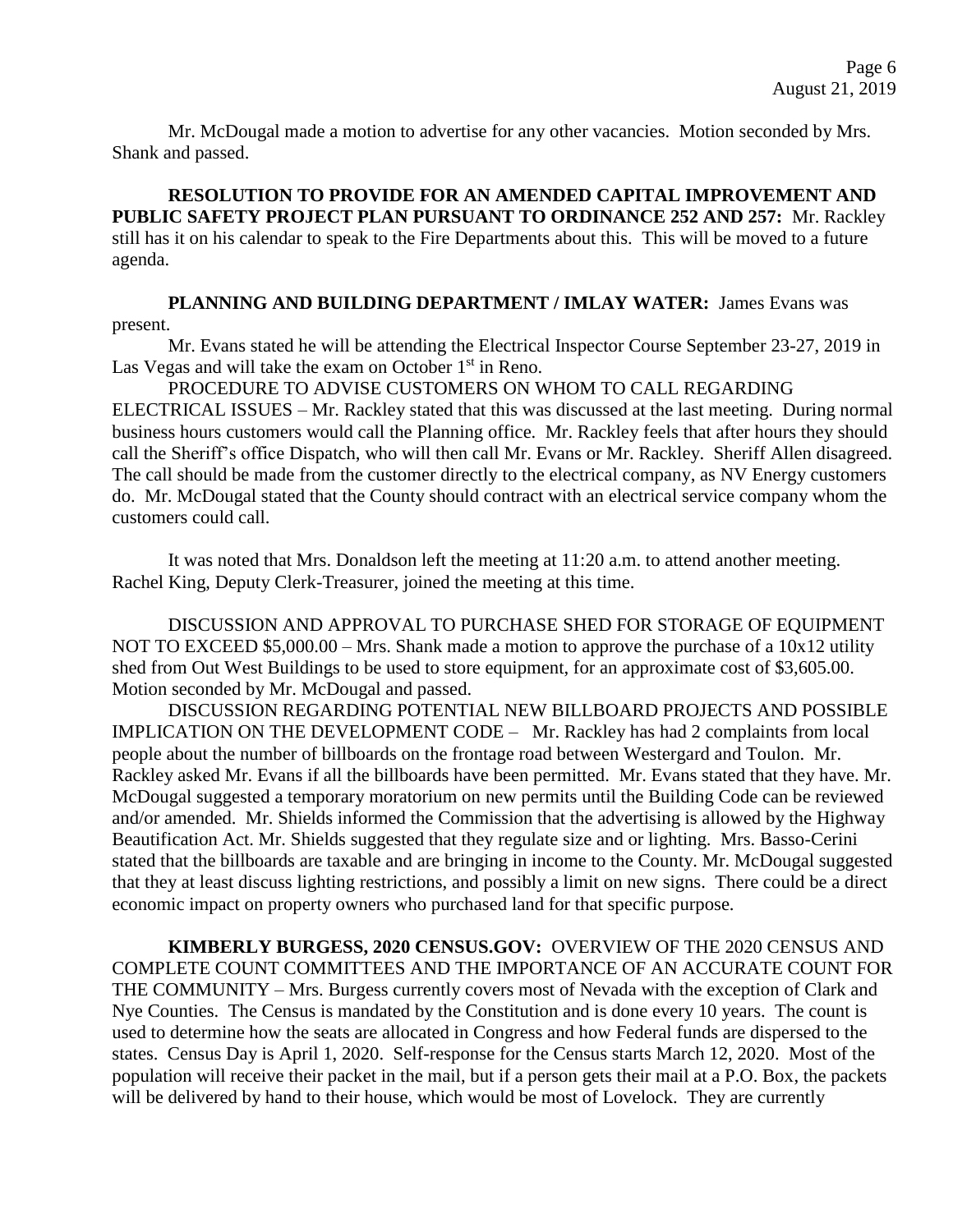Mr. McDougal made a motion to advertise for any other vacancies. Motion seconded by Mrs. Shank and passed.

**RESOLUTION TO PROVIDE FOR AN AMENDED CAPITAL IMPROVEMENT AND PUBLIC SAFETY PROJECT PLAN PURSUANT TO ORDINANCE 252 AND 257:** Mr. Rackley still has it on his calendar to speak to the Fire Departments about this. This will be moved to a future agenda.

**PLANNING AND BUILDING DEPARTMENT / IMLAY WATER:** James Evans was present.

Mr. Evans stated he will be attending the Electrical Inspector Course September 23-27, 2019 in Las Vegas and will take the exam on October 1st in Reno.

PROCEDURE TO ADVISE CUSTOMERS ON WHOM TO CALL REGARDING ELECTRICAL ISSUES – Mr. Rackley stated that this was discussed at the last meeting. During normal business hours customers would call the Planning office. Mr. Rackley feels that after hours they should call the Sheriff's office Dispatch, who will then call Mr. Evans or Mr. Rackley. Sheriff Allen disagreed. The call should be made from the customer directly to the electrical company, as NV Energy customers do. Mr. McDougal stated that the County should contract with an electrical service company whom the customers could call.

It was noted that Mrs. Donaldson left the meeting at 11:20 a.m. to attend another meeting. Rachel King, Deputy Clerk-Treasurer, joined the meeting at this time.

DISCUSSION AND APPROVAL TO PURCHASE SHED FOR STORAGE OF EQUIPMENT NOT TO EXCEED $5,000.00 – Mrs. Shank made a motion to approve the purchase of a 10x12 utility shed from Out West Buildings to be used to store equipment, for an approximate cost of $3,605.00. Motion seconded by Mr. McDougal and passed.

DISCUSSION REGARDING POTENTIAL NEW BILLBOARD PROJECTS AND POSSIBLE IMPLICATION ON THE DEVELOPMENT CODE – Mr. Rackley has had 2 complaints from local people about the number of billboards on the frontage road between Westergard and Toulon. Mr. Rackley asked Mr. Evans if all the billboards have been permitted. Mr. Evans stated that they have. Mr. McDougal suggested a temporary moratorium on new permits until the Building Code can be reviewed and/or amended. Mr. Shields informed the Commission that the advertising is allowed by the Highway Beautification Act. Mr. Shields suggested that they regulate size and or lighting. Mrs. Basso-Cerini stated that the billboards are taxable and are bringing in income to the County. Mr. McDougal suggested that they at least discuss lighting restrictions, and possibly a limit on new signs. There could be a direct economic impact on property owners who purchased land for that specific purpose.

**KIMBERLY BURGESS, 2020 CENSUS.GOV:** OVERVIEW OF THE 2020 CENSUS AND COMPLETE COUNT COMMITTEES AND THE IMPORTANCE OF AN ACCURATE COUNT FOR THE COMMUNITY – Mrs. Burgess currently covers most of Nevada with the exception of Clark and Nye Counties. The Census is mandated by the Constitution and is done every 10 years. The count is used to determine how the seats are allocated in Congress and how Federal funds are dispersed to the states. Census Day is April 1, 2020. Self-response for the Census starts March 12, 2020. Most of the population will receive their packet in the mail, but if a person gets their mail at a P.O. Box, the packets will be delivered by hand to their house, which would be most of Lovelock. They are currently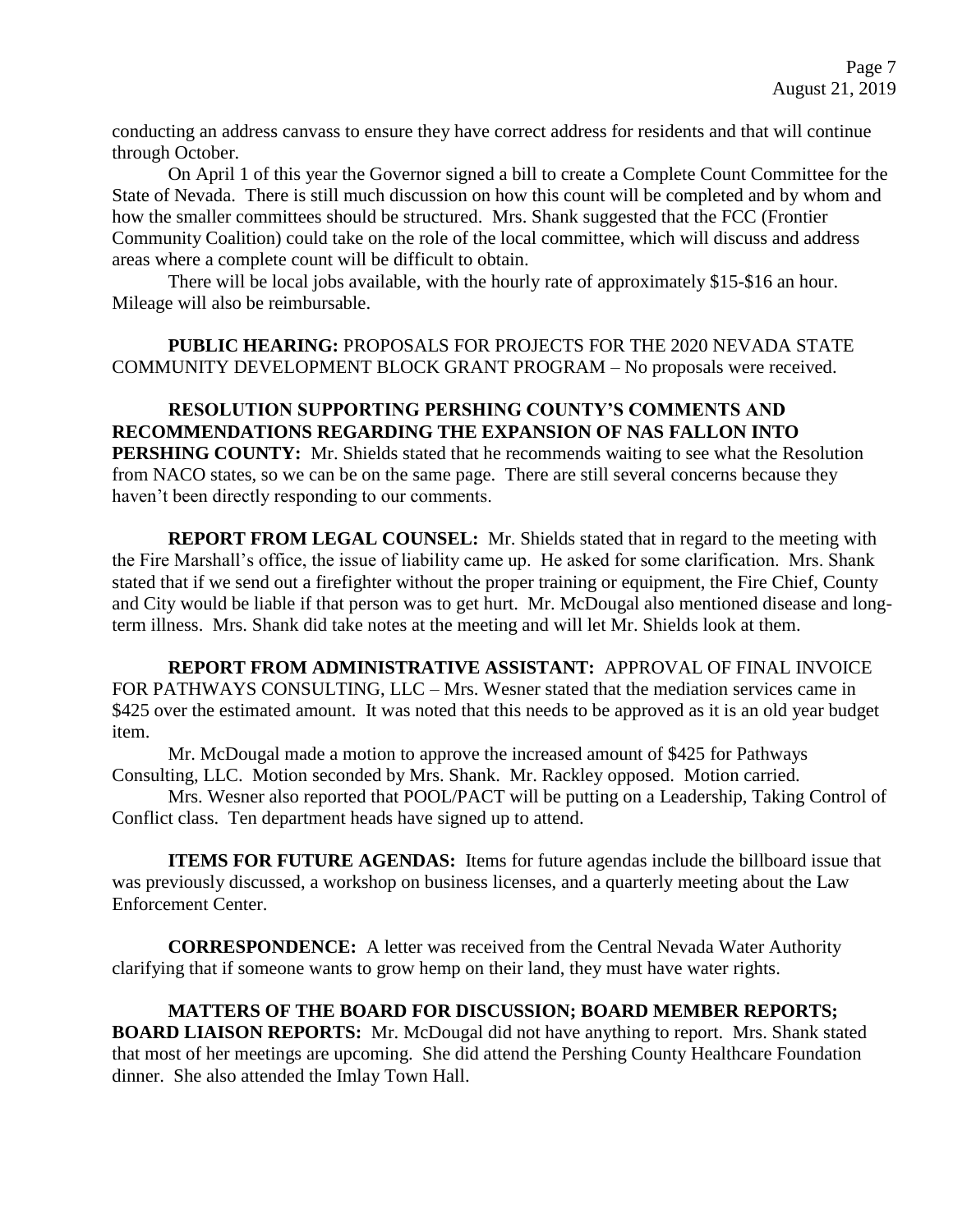conducting an address canvass to ensure they have correct address for residents and that will continue through October.

On April 1 of this year the Governor signed a bill to create a Complete Count Committee for the State of Nevada. There is still much discussion on how this count will be completed and by whom and how the smaller committees should be structured. Mrs. Shank suggested that the FCC (Frontier Community Coalition) could take on the role of the local committee, which will discuss and address areas where a complete count will be difficult to obtain.

There will be local jobs available, with the hourly rate of approximately $15-$16 an hour. Mileage will also be reimbursable.

**PUBLIC HEARING:** PROPOSALS FOR PROJECTS FOR THE 2020 NEVADA STATE COMMUNITY DEVELOPMENT BLOCK GRANT PROGRAM – No proposals were received.

**RESOLUTION SUPPORTING PERSHING COUNTY'S COMMENTS AND RECOMMENDATIONS REGARDING THE EXPANSION OF NAS FALLON INTO PERSHING COUNTY:** Mr. Shields stated that he recommends waiting to see what the Resolution from NACO states, so we can be on the same page. There are still several concerns because they haven't been directly responding to our comments.

**REPORT FROM LEGAL COUNSEL:** Mr. Shields stated that in regard to the meeting with the Fire Marshall's office, the issue of liability came up. He asked for some clarification. Mrs. Shank stated that if we send out a firefighter without the proper training or equipment, the Fire Chief, County and City would be liable if that person was to get hurt. Mr. McDougal also mentioned disease and long-term illness. Mrs. Shank did take notes at the meeting and will let Mr. Shields look at them.

**REPORT FROM ADMINISTRATIVE ASSISTANT:** APPROVAL OF FINAL INVOICE FOR PATHWAYS CONSULTING, LLC – Mrs. Wesner stated that the mediation services came in $425 over the estimated amount. It was noted that this needs to be approved as it is an old year budget item.

Mr. McDougal made a motion to approve the increased amount of $425 for Pathways Consulting, LLC. Motion seconded by Mrs. Shank. Mr. Rackley opposed. Motion carried.

Mrs. Wesner also reported that POOL/PACT will be putting on a Leadership, Taking Control of Conflict class. Ten department heads have signed up to attend.

**ITEMS FOR FUTURE AGENDAS:** Items for future agendas include the billboard issue that was previously discussed, a workshop on business licenses, and a quarterly meeting about the Law Enforcement Center.

**CORRESPONDENCE:** A letter was received from the Central Nevada Water Authority clarifying that if someone wants to grow hemp on their land, they must have water rights.

**MATTERS OF THE BOARD FOR DISCUSSION; BOARD MEMBER REPORTS; BOARD LIAISON REPORTS:** Mr. McDougal did not have anything to report. Mrs. Shank stated that most of her meetings are upcoming. She did attend the Pershing County Healthcare Foundation dinner. She also attended the Imlay Town Hall.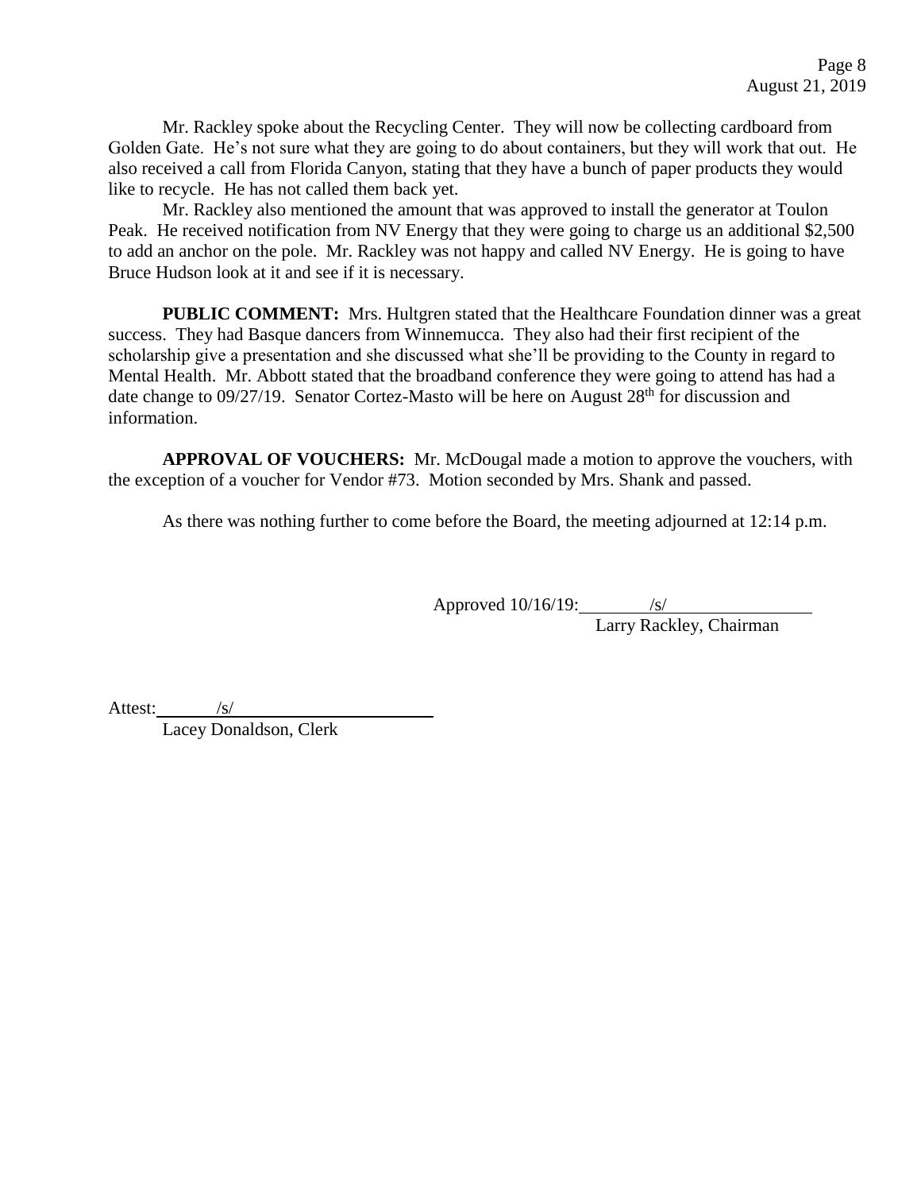Mr. Rackley spoke about the Recycling Center. They will now be collecting cardboard from Golden Gate. He's not sure what they are going to do about containers, but they will work that out. He also received a call from Florida Canyon, stating that they have a bunch of paper products they would like to recycle. He has not called them back yet.

Mr. Rackley also mentioned the amount that was approved to install the generator at Toulon Peak. He received notification from NV Energy that they were going to charge us an additional $2,500 to add an anchor on the pole. Mr. Rackley was not happy and called NV Energy. He is going to have Bruce Hudson look at it and see if it is necessary.

**PUBLIC COMMENT:** Mrs. Hultgren stated that the Healthcare Foundation dinner was a great success. They had Basque dancers from Winnemucca. They also had their first recipient of the scholarship give a presentation and she discussed what she'll be providing to the County in regard to Mental Health. Mr. Abbott stated that the broadband conference they were going to attend has had a date change to 09/27/19. Senator Cortez-Masto will be here on August 28th for discussion and information.

**APPROVAL OF VOUCHERS:** Mr. McDougal made a motion to approve the vouchers, with the exception of a voucher for Vendor #73. Motion seconded by Mrs. Shank and passed.

As there was nothing further to come before the Board, the meeting adjourned at 12:14 p.m.

Approved 10/16/19: /s/
Larry Rackley, Chairman

Attest: /s/
Lacey Donaldson, Clerk